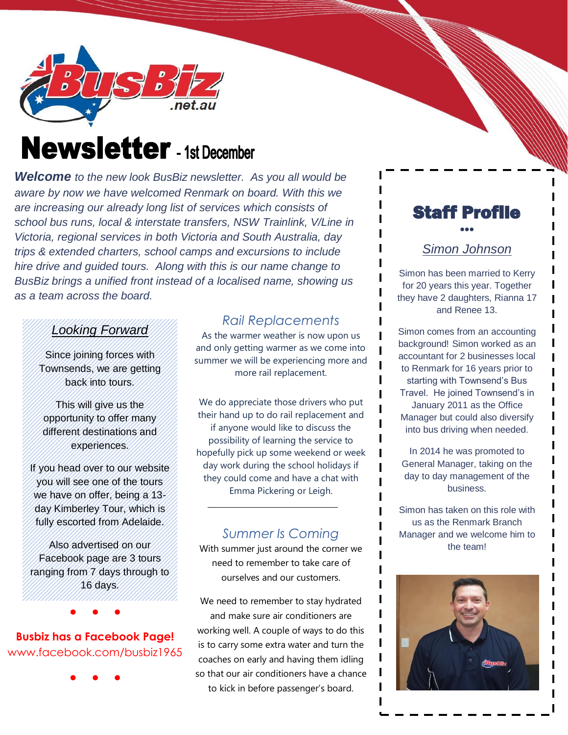# Newsletter - 1st December

***Welcome*** *to the new look BusBiz newsletter. As you all would be aware by now we have welcomed Renmark on board. With this we are increasing our already long list of services which consists of school bus runs, local & interstate transfers, NSW Trainlink, V/Line in Victoria, regional services in both Victoria and South Australia, day trips & extended charters, school camps and excursions to include hire drive and guided tours. Along with this is our name change to BusBiz brings a unified front instead of a localised name, showing us as a team across the board.*

## Looking Forward

Since joining forces with Townsends, we are getting back into tours.

This will give us the opportunity to offer many different destinations and experiences.

If you head over to our website you will see one of the tours we have on offer, being a 13-day Kimberley Tour, which is fully escorted from Adelaide.

Also advertised on our Facebook page are 3 tours ranging from 7 days through to 16 days.

**Busbiz has a Facebook Page!**
www.facebook.com/busbiz1965

## Rail Replacements

As the warmer weather is now upon us and only getting warmer as we come into summer we will be experiencing more and more rail replacement.

We do appreciate those drivers who put their hand up to do rail replacement and if anyone would like to discuss the possibility of learning the service to hopefully pick up some weekend or week day work during the school holidays if they could come and have a chat with Emma Pickering or Leigh.

---

## Summer Is Coming

With summer just around the corner we need to remember to take care of ourselves and our customers.

We need to remember to stay hydrated and make sure air conditioners are working well. A couple of ways to do this is to carry some extra water and turn the coaches on early and having them idling so that our air conditioners have a chance to kick in before passenger's board.

## Staff Profile

### Simon Johnson

Simon has been married to Kerry for 20 years this year. Together they have 2 daughters, Rianna 17 and Renee 13.

Simon comes from an accounting background! Simon worked as an accountant for 2 businesses local to Renmark for 16 years prior to starting with Townsend's Bus Travel. He joined Townsend's in January 2011 as the Office Manager but could also diversify into bus driving when needed.

In 2014 he was promoted to General Manager, taking on the day to day management of the business.

Simon has taken on this role with us as the Renmark Branch Manager and we welcome him to the team!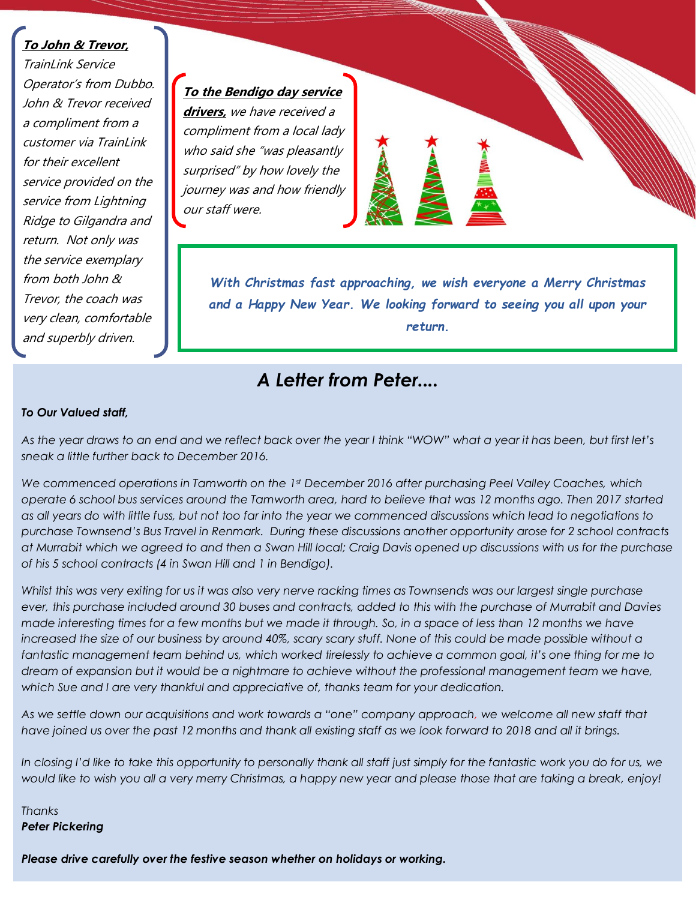***To John & Trevor,*** *TrainLink Service Operator's from Dubbo. John & Trevor received a compliment from a customer via TrainLink for their excellent service provided on the service from Lightning Ridge to Gilgandra and return. Not only was the service exemplary from both John & Trevor, the coach was very clean, comfortable and superbly driven.*

***To the Bendigo day service drivers,*** *we have received a compliment from a local lady who said she "was pleasantly surprised" by how lovely the journey was and how friendly our staff were.*

***With Christmas fast approaching, we wish everyone a Merry Christmas and a Happy New Year. We looking forward to seeing you all upon your return.***

## *A Letter from Peter....*

***To Our Valued staff,***

*As the year draws to an end and we reflect back over the year I think "WOW" what a year it has been, but first let's sneak a little further back to December 2016.*

*We commenced operations in Tamworth on the 1st December 2016 after purchasing Peel Valley Coaches, which operate 6 school bus services around the Tamworth area, hard to believe that was 12 months ago. Then 2017 started as all years do with little fuss, but not too far into the year we commenced discussions which lead to negotiations to purchase Townsend's Bus Travel in Renmark. During these discussions another opportunity arose for 2 school contracts at Murrabit which we agreed to and then a Swan Hill local; Craig Davis opened up discussions with us for the purchase of his 5 school contracts (4 in Swan Hill and 1 in Bendigo).*

*Whilst this was very exiting for us it was also very nerve racking times as Townsends was our largest single purchase ever, this purchase included around 30 buses and contracts, added to this with the purchase of Murrabit and Davies made interesting times for a few months but we made it through. So, in a space of less than 12 months we have increased the size of our business by around 40%, scary scary stuff. None of this could be made possible without a fantastic management team behind us, which worked tirelessly to achieve a common goal, it's one thing for me to dream of expansion but it would be a nightmare to achieve without the professional management team we have, which Sue and I are very thankful and appreciative of, thanks team for your dedication.*

*As we settle down our acquisitions and work towards a "one" company approach, we welcome all new staff that have joined us over the past 12 months and thank all existing staff as we look forward to 2018 and all it brings.*

*In closing I'd like to take this opportunity to personally thank all staff just simply for the fantastic work you do for us, we would like to wish you all a very merry Christmas, a happy new year and please those that are taking a break, enjoy!*

*Thanks*
***Peter Pickering***

***Please drive carefully over the festive season whether on holidays or working.***